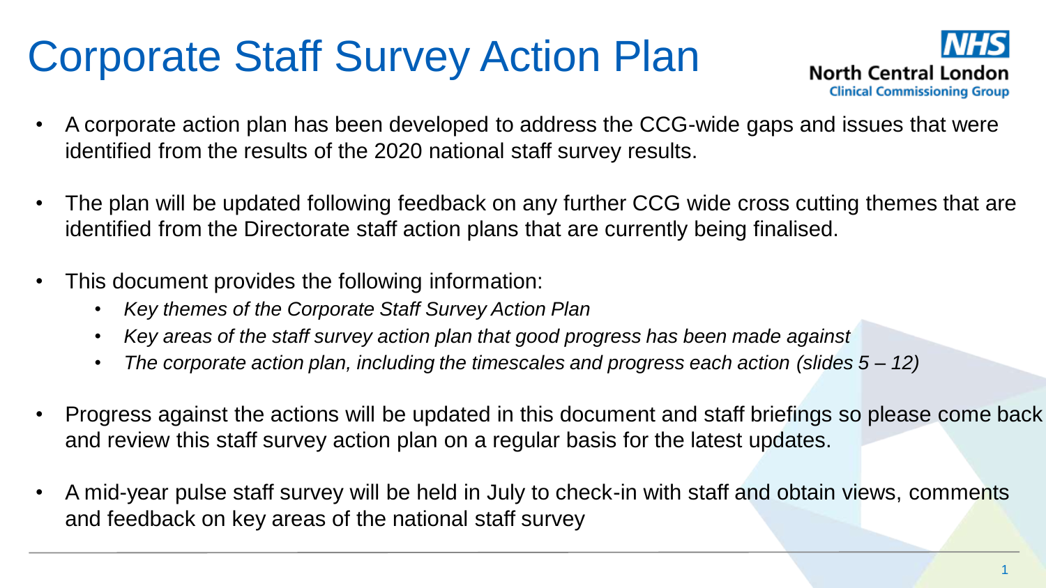# Corporate Staff Survey Action Plan

NHS North Central London Clinical Commissioning Group

- A corporate action plan has been developed to address the CCG-wide gaps and issues that were identified from the results of the 2020 national staff survey results.
- The plan will be updated following feedback on any further CCG wide cross cutting themes that are identified from the Directorate staff action plans that are currently being finalised.
- This document provides the following information:
  - *Key themes of the Corporate Staff Survey Action Plan*
  - *Key areas of the staff survey action plan that good progress has been made against*
  - *The corporate action plan, including the timescales and progress each action (slides 5 – 12)*
- Progress against the actions will be updated in this document and staff briefings so please come back and review this staff survey action plan on a regular basis for the latest updates.
- A mid-year pulse staff survey will be held in July to check-in with staff and obtain views, comments and feedback on key areas of the national staff survey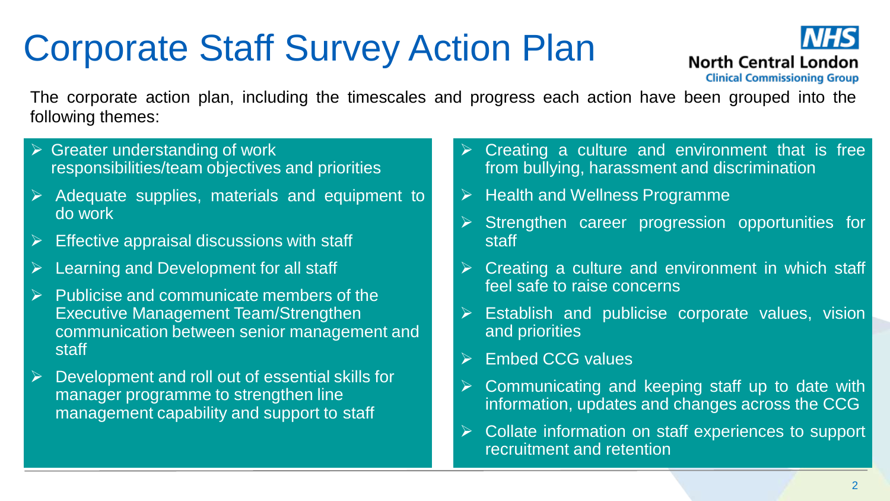# Corporate Staff Survey Action Plan

NHS North Central London Clinical Commissioning Group

The corporate action plan, including the timescales and progress each action have been grouped into the following themes:

- Greater understanding of work responsibilities/team objectives and priorities
- Adequate supplies, materials and equipment to do work
- Effective appraisal discussions with staff
- Learning and Development for all staff
- Publicise and communicate members of the Executive Management Team/Strengthen communication between senior management and staff
- Development and roll out of essential skills for manager programme to strengthen line management capability and support to staff
- Creating a culture and environment that is free from bullying, harassment and discrimination
- Health and Wellness Programme
- Strengthen career progression opportunities for staff
- Creating a culture and environment in which staff feel safe to raise concerns
- Establish and publicise corporate values, vision and priorities
- Embed CCG values
- Communicating and keeping staff up to date with information, updates and changes across the CCG
- Collate information on staff experiences to support recruitment and retention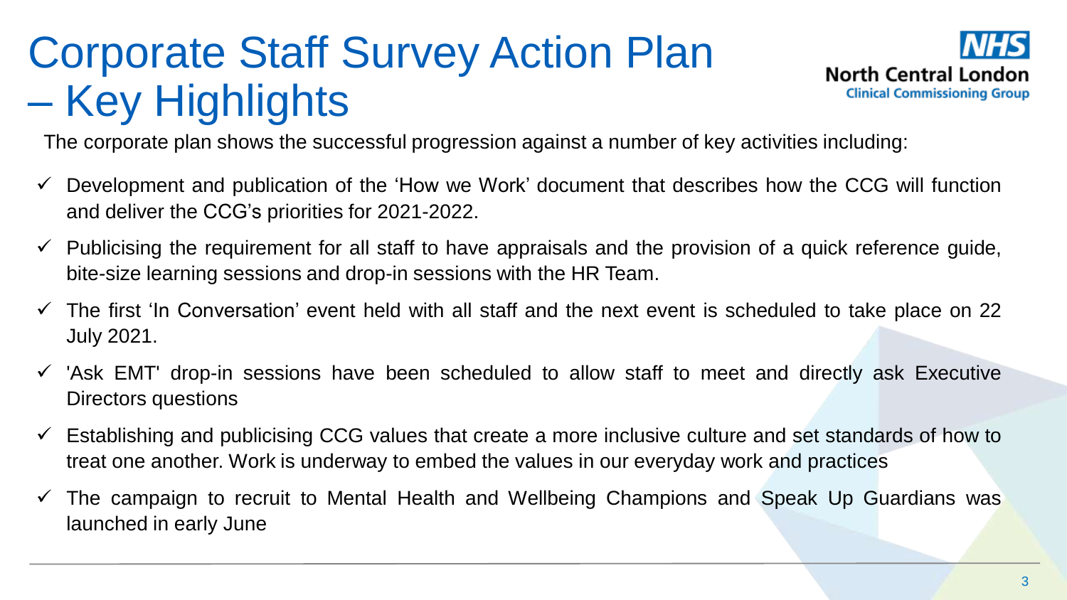# Corporate Staff Survey Action Plan – Key Highlights

The corporate plan shows the successful progression against a number of key activities including:

- ✓ Development and publication of the 'How we Work' document that describes how the CCG will function and deliver the CCG's priorities for 2021-2022.
- ✓ Publicising the requirement for all staff to have appraisals and the provision of a quick reference guide, bite-size learning sessions and drop-in sessions with the HR Team.
- ✓ The first 'In Conversation' event held with all staff and the next event is scheduled to take place on 22 July 2021.
- ✓ 'Ask EMT' drop-in sessions have been scheduled to allow staff to meet and directly ask Executive Directors questions
- ✓ Establishing and publicising CCG values that create a more inclusive culture and set standards of how to treat one another. Work is underway to embed the values in our everyday work and practices
- ✓ The campaign to recruit to Mental Health and Wellbeing Champions and Speak Up Guardians was launched in early June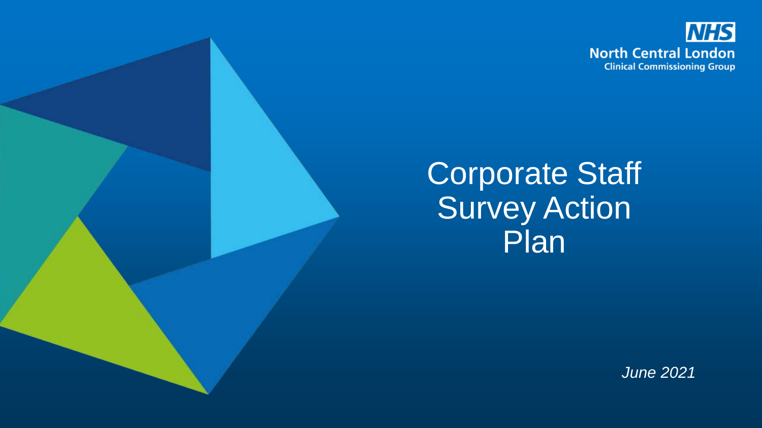NHS North Central London Clinical Commissioning Group

# Corporate Staff Survey Action Plan

*June 2021*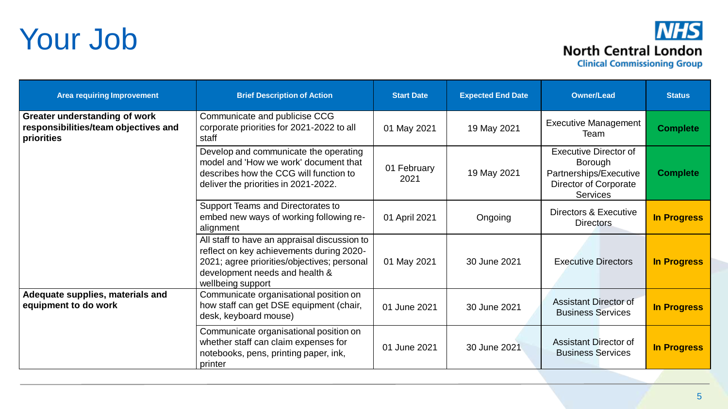# Your Job

| Area requiring Improvement | Brief Description of Action | Start Date | Expected End Date | Owner/Lead | Status |
|---|---|---|---|---|---|
| **Greater understanding of work responsibilities/team objectives and priorities** | Communicate and publicise CCG corporate priorities for 2021-2022 to all staff | 01 May 2021 | 19 May 2021 | Executive Management Team | **Complete** |
| | Develop and communicate the operating model and 'How we work' document that describes how the CCG will function to deliver the priorities in 2021-2022. | 01 February 2021 | 19 May 2021 | Executive Director of Borough Partnerships/Executive Director of Corporate Services | **Complete** |
| | Support Teams and Directorates to embed new ways of working following re-alignment | 01 April 2021 | Ongoing | Directors & Executive Directors | **In Progress** |
| | All staff to have an appraisal discussion to reflect on key achievements during 2020-2021; agree priorities/objectives; personal development needs and health & wellbeing support | 01 May 2021 | 30 June 2021 | Executive Directors | **In Progress** |
| **Adequate supplies, materials and equipment to do work** | Communicate organisational position on how staff can get DSE equipment (chair, desk, keyboard mouse) | 01 June 2021 | 30 June 2021 | Assistant Director of Business Services | **In Progress** |
| | Communicate organisational position on whether staff can claim expenses for notebooks, pens, printing paper, ink, printer | 01 June 2021 | 30 June 2021 | Assistant Director of Business Services | **In Progress** |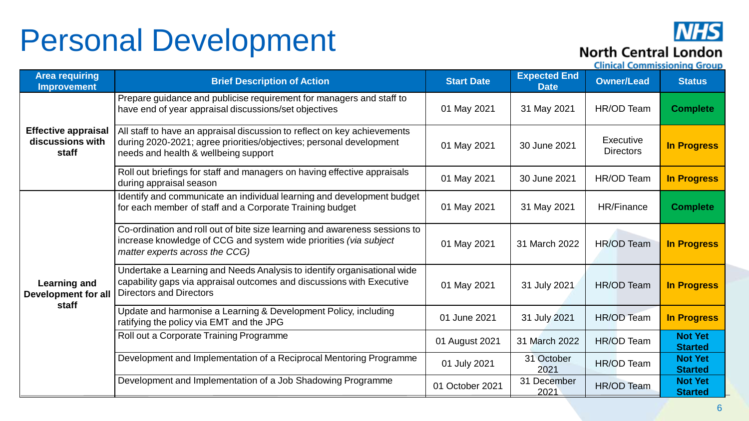# Personal Development

| Area requiring Improvement | Brief Description of Action | Start Date | Expected End Date | Owner/Lead | Status |
|---|---|---|---|---|---|
| **Effective appraisal discussions with staff** | Prepare guidance and publicise requirement for managers and staff to have end of year appraisal discussions/set objectives | 01 May 2021 | 31 May 2021 | HR/OD Team | **Complete** |
| | All staff to have an appraisal discussion to reflect on key achievements during 2020-2021; agree priorities/objectives; personal development needs and health & wellbeing support | 01 May 2021 | 30 June 2021 | Executive Directors | **In Progress** |
| | Roll out briefings for staff and managers on having effective appraisals during appraisal season | 01 May 2021 | 30 June 2021 | HR/OD Team | **In Progress** |
| **Learning and Development for all staff** | Identify and communicate an individual learning and development budget for each member of staff and a Corporate Training budget | 01 May 2021 | 31 May 2021 | HR/Finance | **Complete** |
| | Co-ordination and roll out of bite size learning and awareness sessions to increase knowledge of CCG and system wide priorities *(via subject matter experts across the CCG)* | 01 May 2021 | 31 March 2022 | HR/OD Team | **In Progress** |
| | Undertake a Learning and Needs Analysis to identify organisational wide capability gaps via appraisal outcomes and discussions with Executive Directors and Directors | 01 May 2021 | 31 July 2021 | HR/OD Team | **In Progress** |
| | Update and harmonise a Learning & Development Policy, including ratifying the policy via EMT and the JPG | 01 June 2021 | 31 July 2021 | HR/OD Team | **In Progress** |
| | Roll out a Corporate Training Programme | 01 August 2021 | 31 March 2022 | HR/OD Team | **Not Yet Started** |
| | Development and Implementation of a Reciprocal Mentoring Programme | 01 July 2021 | 31 October 2021 | HR/OD Team | **Not Yet Started** |
| | Development and Implementation of a Job Shadowing Programme | 01 October 2021 | 31 December 2021 | HR/OD Team | **Not Yet Started** |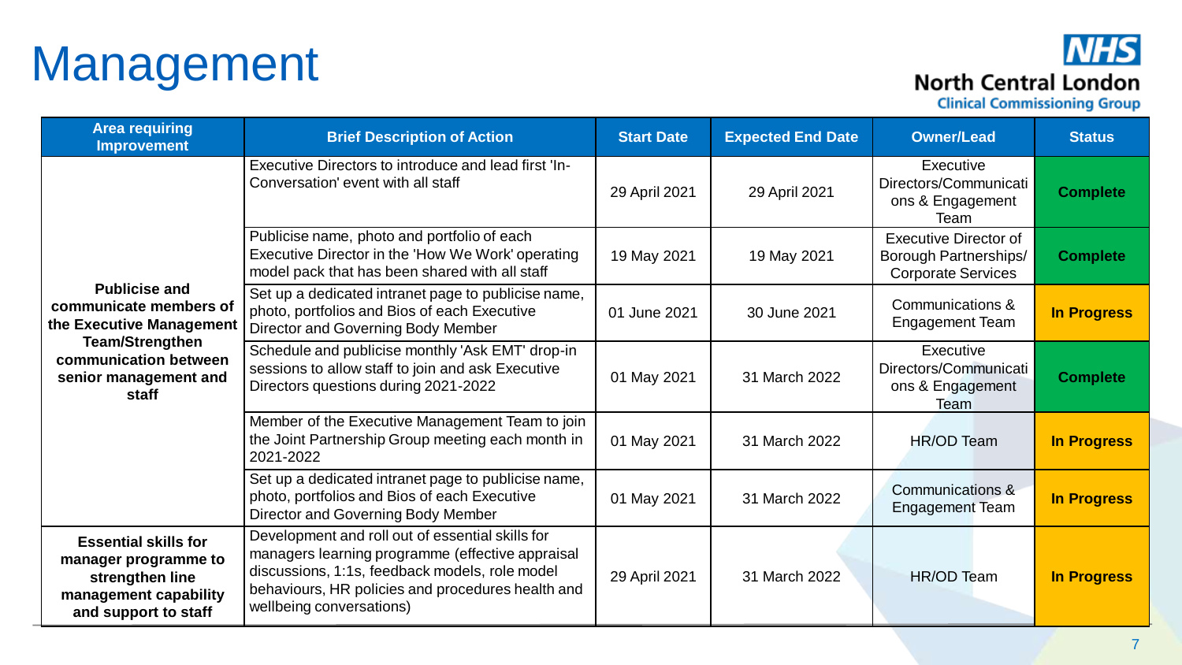# Management

| Area requiring Improvement | Brief Description of Action | Start Date | Expected End Date | Owner/Lead | Status |
|---|---|---|---|---|---|
| Publicise and communicate members of the Executive Management Team/Strengthen communication between senior management and staff | Executive Directors to introduce and lead first 'In-Conversation' event with all staff | 29 April 2021 | 29 April 2021 | Executive Directors/Communications & Engagement Team | Complete |
| | Publicise name, photo and portfolio of each Executive Director in the 'How We Work' operating model pack that has been shared with all staff | 19 May 2021 | 19 May 2021 | Executive Director of Borough Partnerships/ Corporate Services | Complete |
| | Set up a dedicated intranet page to publicise name, photo, portfolios and Bios of each Executive Director and Governing Body Member | 01 June 2021 | 30 June 2021 | Communications & Engagement Team | In Progress |
| | Schedule and publicise monthly 'Ask EMT' drop-in sessions to allow staff to join and ask Executive Directors questions during 2021-2022 | 01 May 2021 | 31 March 2022 | Executive Directors/Communications & Engagement Team | Complete |
| | Member of the Executive Management Team to join the Joint Partnership Group meeting each month in 2021-2022 | 01 May 2021 | 31 March 2022 | HR/OD Team | In Progress |
| | Set up a dedicated intranet page to publicise name, photo, portfolios and Bios of each Executive Director and Governing Body Member | 01 May 2021 | 31 March 2022 | Communications & Engagement Team | In Progress |
| Essential skills for manager programme to strengthen line management capability and support to staff | Development and roll out of essential skills for managers learning programme (effective appraisal discussions, 1:1s, feedback models, role model behaviours, HR policies and procedures health and wellbeing conversations) | 29 April 2021 | 31 March 2022 | HR/OD Team | In Progress |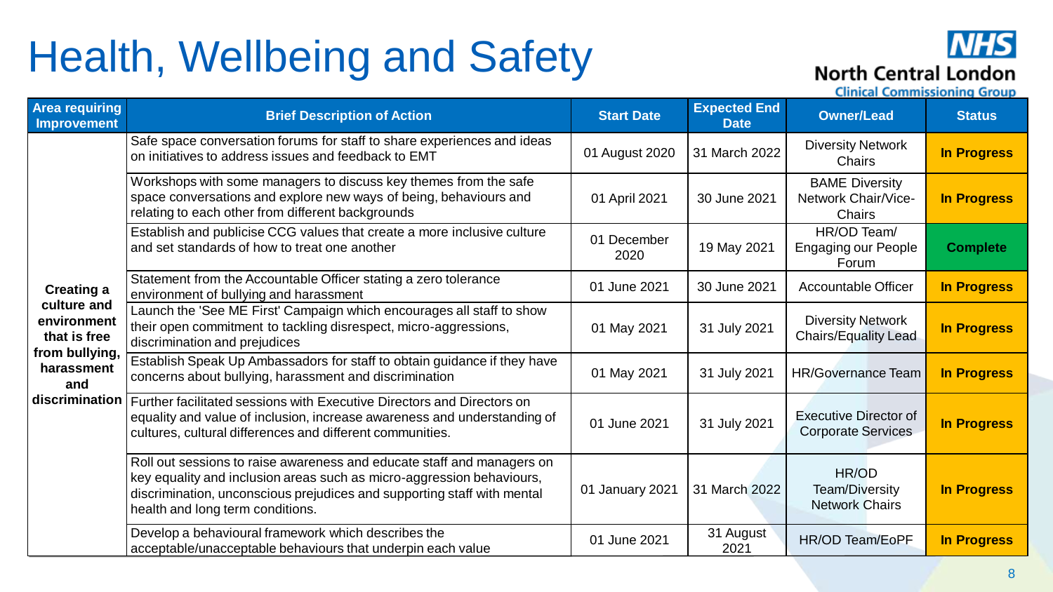# Health, Wellbeing and Safety

| Area requiring Improvement | Brief Description of Action | Start Date | Expected End Date | Owner/Lead | Status |
|---|---|---|---|---|---|
| Creating a culture and environment that is free from bullying, harassment and discrimination | Safe space conversation forums for staff to share experiences and ideas on initiatives to address issues and feedback to EMT | 01 August 2020 | 31 March 2022 | Diversity Network Chairs | In Progress |
| | Workshops with some managers to discuss key themes from the safe space conversations and explore new ways of being, behaviours and relating to each other from different backgrounds | 01 April 2021 | 30 June 2021 | BAME Diversity Network Chair/Vice-Chairs | In Progress |
| | Establish and publicise CCG values that create a more inclusive culture and set standards of how to treat one another | 01 December 2020 | 19 May 2021 | HR/OD Team/ Engaging our People Forum | Complete |
| | Statement from the Accountable Officer stating a zero tolerance environment of bullying and harassment | 01 June 2021 | 30 June 2021 | Accountable Officer | In Progress |
| | Launch the 'See ME First' Campaign which encourages all staff to show their open commitment to tackling disrespect, micro-aggressions, discrimination and prejudices | 01 May 2021 | 31 July 2021 | Diversity Network Chairs/Equality Lead | In Progress |
| | Establish Speak Up Ambassadors for staff to obtain guidance if they have concerns about bullying, harassment and discrimination | 01 May 2021 | 31 July 2021 | HR/Governance Team | In Progress |
| | Further facilitated sessions with Executive Directors and Directors on equality and value of inclusion, increase awareness and understanding of cultures, cultural differences and different communities. | 01 June 2021 | 31 July 2021 | Executive Director of Corporate Services | In Progress |
| | Roll out sessions to raise awareness and educate staff and managers on key equality and inclusion areas such as micro-aggression behaviours, discrimination, unconscious prejudices and supporting staff with mental health and long term conditions. | 01 January 2021 | 31 March 2022 | HR/OD Team/Diversity Network Chairs | In Progress |
| | Develop a behavioural framework which describes the acceptable/unacceptable behaviours that underpin each value | 01 June 2021 | 31 August 2021 | HR/OD Team/EoPF | In Progress |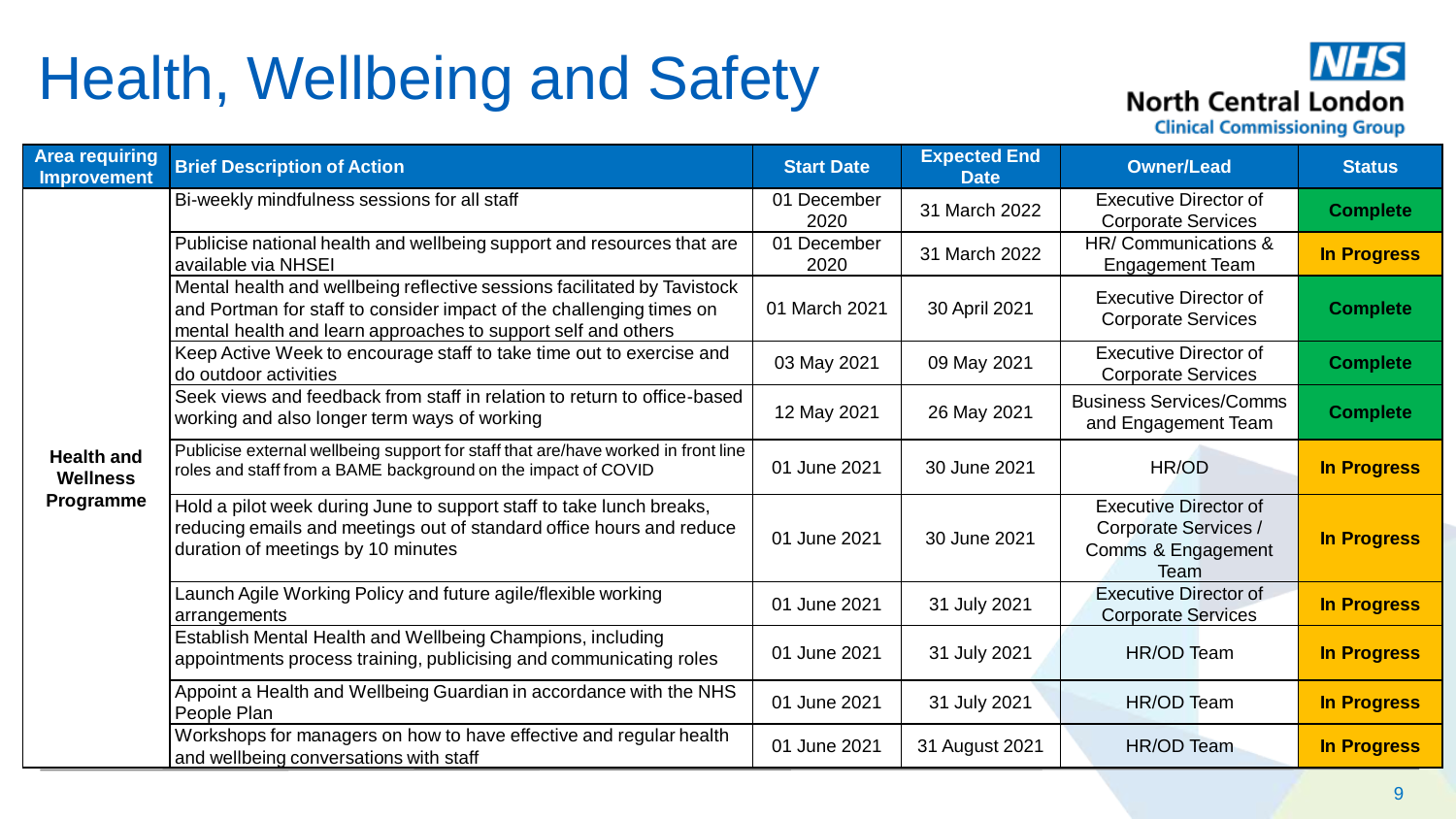# Health, Wellbeing and Safety

NHS North Central London Clinical Commissioning Group

| Area requiring Improvement | Brief Description of Action | Start Date | Expected End Date | Owner/Lead | Status |
|---|---|---|---|---|---|
| Health and Wellness Programme | Bi-weekly mindfulness sessions for all staff | 01 December 2020 | 31 March 2022 | Executive Director of Corporate Services | Complete |
| | Publicise national health and wellbeing support and resources that are available via NHSEI | 01 December 2020 | 31 March 2022 | HR/ Communications & Engagement Team | In Progress |
| | Mental health and wellbeing reflective sessions facilitated by Tavistock and Portman for staff to consider impact of the challenging times on mental health and learn approaches to support self and others | 01 March 2021 | 30 April 2021 | Executive Director of Corporate Services | Complete |
| | Keep Active Week to encourage staff to take time out to exercise and do outdoor activities | 03 May 2021 | 09 May 2021 | Executive Director of Corporate Services | Complete |
| | Seek views and feedback from staff in relation to return to office-based working and also longer term ways of working | 12 May 2021 | 26 May 2021 | Business Services/Comms and Engagement Team | Complete |
| | Publicise external wellbeing support for staff that are/have worked in front line roles and staff from a BAME background on the impact of COVID | 01 June 2021 | 30 June 2021 | HR/OD | In Progress |
| | Hold a pilot week during June to support staff to take lunch breaks, reducing emails and meetings out of standard office hours and reduce duration of meetings by 10 minutes | 01 June 2021 | 30 June 2021 | Executive Director of Corporate Services / Comms & Engagement Team | In Progress |
| | Launch Agile Working Policy and future agile/flexible working arrangements | 01 June 2021 | 31 July 2021 | Executive Director of Corporate Services | In Progress |
| | Establish Mental Health and Wellbeing Champions, including appointments process training, publicising and communicating roles | 01 June 2021 | 31 July 2021 | HR/OD Team | In Progress |
| | Appoint a Health and Wellbeing Guardian in accordance with the NHS People Plan | 01 June 2021 | 31 July 2021 | HR/OD Team | In Progress |
| | Workshops for managers on how to have effective and regular health and wellbeing conversations with staff | 01 June 2021 | 31 August 2021 | HR/OD Team | In Progress |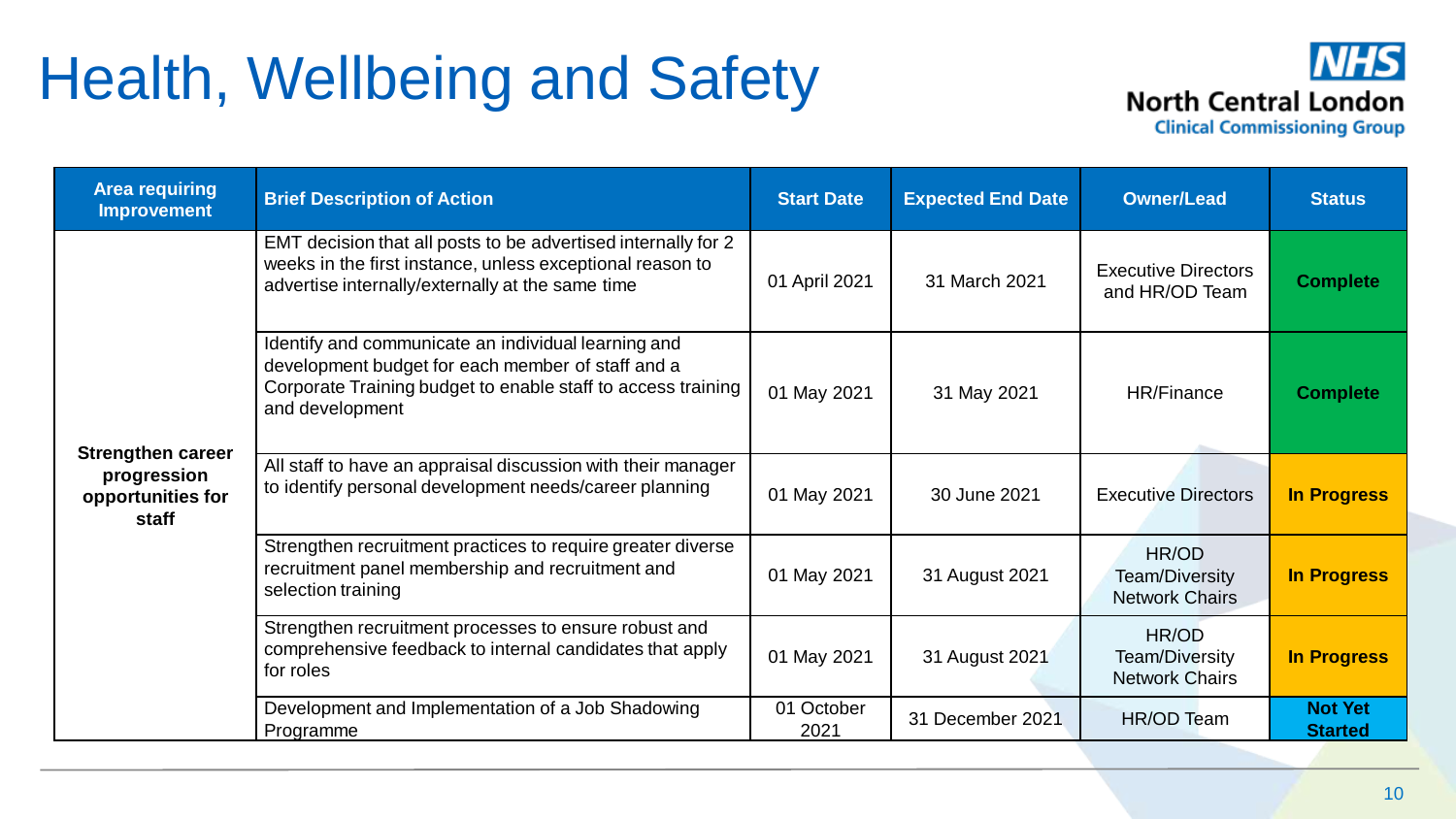# Health, Wellbeing and Safety

| Area requiring Improvement | Brief Description of Action | Start Date | Expected End Date | Owner/Lead | Status |
|---|---|---|---|---|---|
| Strengthen career progression opportunities for staff | EMT decision that all posts to be advertised internally for 2 weeks in the first instance, unless exceptional reason to advertise internally/externally at the same time | 01 April 2021 | 31 March 2021 | Executive Directors and HR/OD Team | Complete |
| | Identify and communicate an individual learning and development budget for each member of staff and a Corporate Training budget to enable staff to access training and development | 01 May 2021 | 31 May 2021 | HR/Finance | Complete |
| | All staff to have an appraisal discussion with their manager to identify personal development needs/career planning | 01 May 2021 | 30 June 2021 | Executive Directors | In Progress |
| | Strengthen recruitment practices to require greater diverse recruitment panel membership and recruitment and selection training | 01 May 2021 | 31 August 2021 | HR/OD Team/Diversity Network Chairs | In Progress |
| | Strengthen recruitment processes to ensure robust and comprehensive feedback to internal candidates that apply for roles | 01 May 2021 | 31 August 2021 | HR/OD Team/Diversity Network Chairs | In Progress |
| | Development and Implementation of a Job Shadowing Programme | 01 October 2021 | 31 December 2021 | HR/OD Team | Not Yet Started |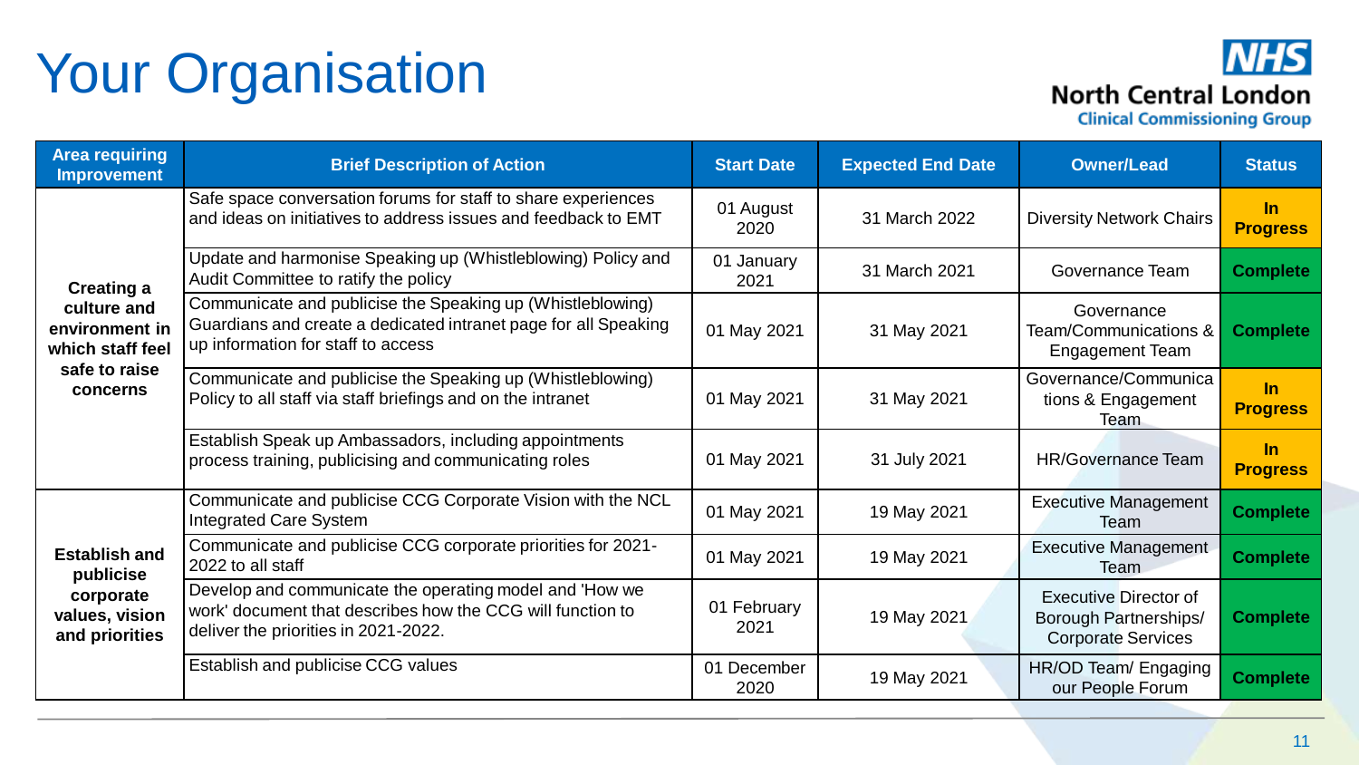# Your Organisation

NHS North Central London Clinical Commissioning Group

| Area requiring Improvement | Brief Description of Action | Start Date | Expected End Date | Owner/Lead | Status |
|---|---|---|---|---|---|
| **Creating a culture and environment in which staff feel safe to raise concerns** | Safe space conversation forums for staff to share experiences and ideas on initiatives to address issues and feedback to EMT | 01 August 2020 | 31 March 2022 | Diversity Network Chairs | **In Progress** |
| | Update and harmonise Speaking up (Whistleblowing) Policy and Audit Committee to ratify the policy | 01 January 2021 | 31 March 2021 | Governance Team | **Complete** |
| | Communicate and publicise the Speaking up (Whistleblowing) Guardians and create a dedicated intranet page for all Speaking up information for staff to access | 01 May 2021 | 31 May 2021 | Governance Team/Communications & Engagement Team | **Complete** |
| | Communicate and publicise the Speaking up (Whistleblowing) Policy to all staff via staff briefings and on the intranet | 01 May 2021 | 31 May 2021 | Governance/Communications & Engagement Team | **In Progress** |
| | Establish Speak up Ambassadors, including appointments process training, publicising and communicating roles | 01 May 2021 | 31 July 2021 | HR/Governance Team | **In Progress** |
| **Establish and publicise corporate values, vision and priorities** | Communicate and publicise CCG Corporate Vision with the NCL Integrated Care System | 01 May 2021 | 19 May 2021 | Executive Management Team | **Complete** |
| | Communicate and publicise CCG corporate priorities for 2021-2022 to all staff | 01 May 2021 | 19 May 2021 | Executive Management Team | **Complete** |
| | Develop and communicate the operating model and 'How we work' document that describes how the CCG will function to deliver the priorities in 2021-2022. | 01 February 2021 | 19 May 2021 | Executive Director of Borough Partnerships/ Corporate Services | **Complete** |
| | Establish and publicise CCG values | 01 December 2020 | 19 May 2021 | HR/OD Team/ Engaging our People Forum | **Complete** |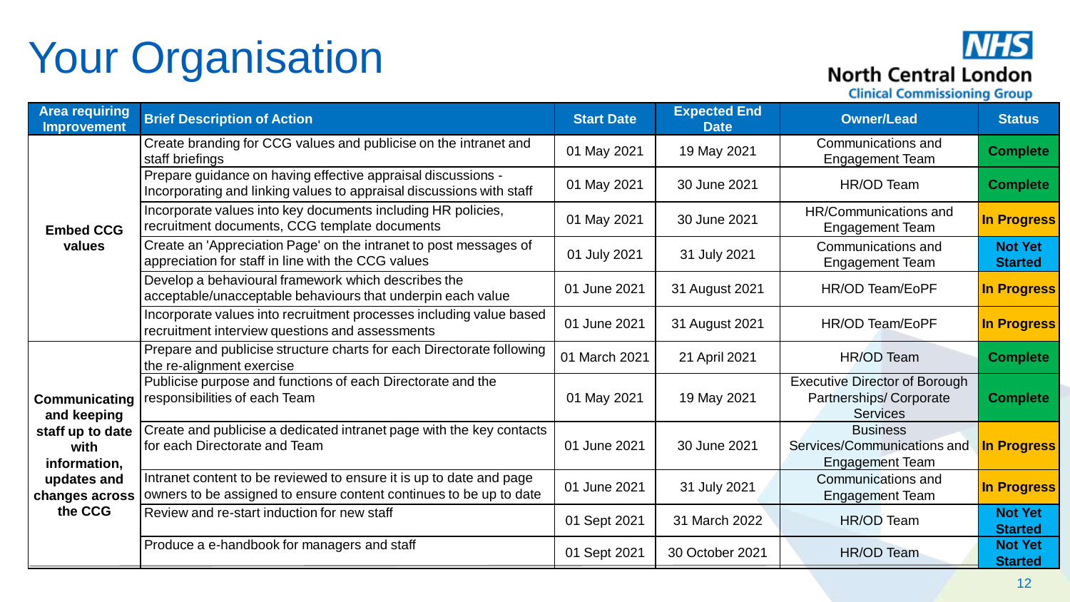# Your Organisation

| Area requiring Improvement | Brief Description of Action | Start Date | Expected End Date | Owner/Lead | Status |
|---|---|---|---|---|---|
| **Embed CCG values** | Create branding for CCG values and publicise on the intranet and staff briefings | 01 May 2021 | 19 May 2021 | Communications and Engagement Team | **Complete** |
| | Prepare guidance on having effective appraisal discussions - Incorporating and linking values to appraisal discussions with staff | 01 May 2021 | 30 June 2021 | HR/OD Team | **Complete** |
| | Incorporate values into key documents including HR policies, recruitment documents, CCG template documents | 01 May 2021 | 30 June 2021 | HR/Communications and Engagement Team | **In Progress** |
| | Create an 'Appreciation Page' on the intranet to post messages of appreciation for staff in line with the CCG values | 01 July 2021 | 31 July 2021 | Communications and Engagement Team | **Not Yet Started** |
| | Develop a behavioural framework which describes the acceptable/unacceptable behaviours that underpin each value | 01 June 2021 | 31 August 2021 | HR/OD Team/EoPF | **In Progress** |
| | Incorporate values into recruitment processes including value based recruitment interview questions and assessments | 01 June 2021 | 31 August 2021 | HR/OD Team/EoPF | **In Progress** |
| **Communicating and keeping staff up to date with information, updates and changes across the CCG** | Prepare and publicise structure charts for each Directorate following the re-alignment exercise | 01 March 2021 | 21 April 2021 | HR/OD Team | **Complete** |
| | Publicise purpose and functions of each Directorate and the responsibilities of each Team | 01 May 2021 | 19 May 2021 | Executive Director of Borough Partnerships/ Corporate Services | **Complete** |
| | Create and publicise a dedicated intranet page with the key contacts for each Directorate and Team | 01 June 2021 | 30 June 2021 | Business Services/Communications and Engagement Team | **In Progress** |
| | Intranet content to be reviewed to ensure it is up to date and page owners to be assigned to ensure content continues to be up to date | 01 June 2021 | 31 July 2021 | Communications and Engagement Team | **In Progress** |
| | Review and re-start induction for new staff | 01 Sept 2021 | 31 March 2022 | HR/OD Team | **Not Yet Started** |
| | Produce a e-handbook for managers and staff | 01 Sept 2021 | 30 October 2021 | HR/OD Team | **Not Yet Started** |